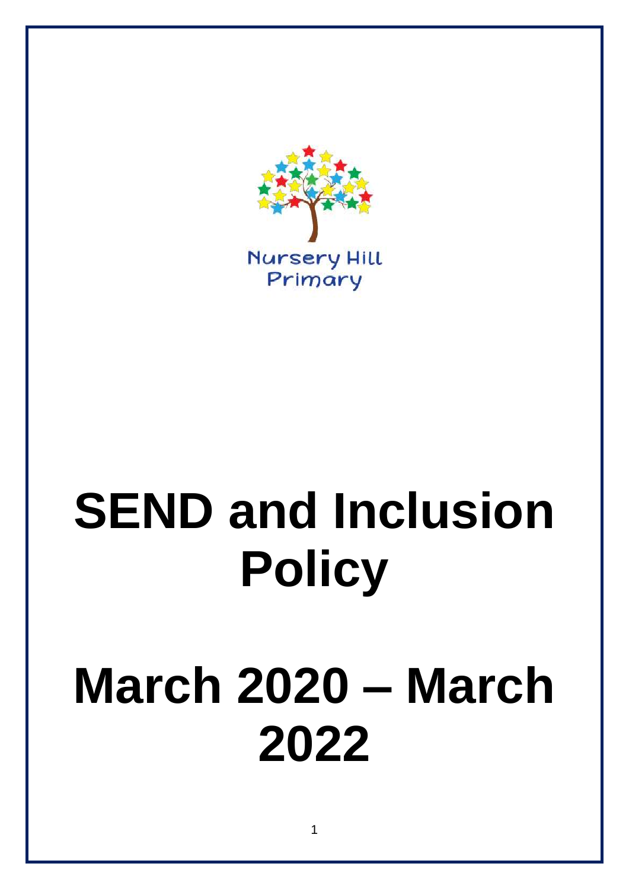Nursery Hill Primary

# SEND and Inclusion Policy

# March 2020 – March 2022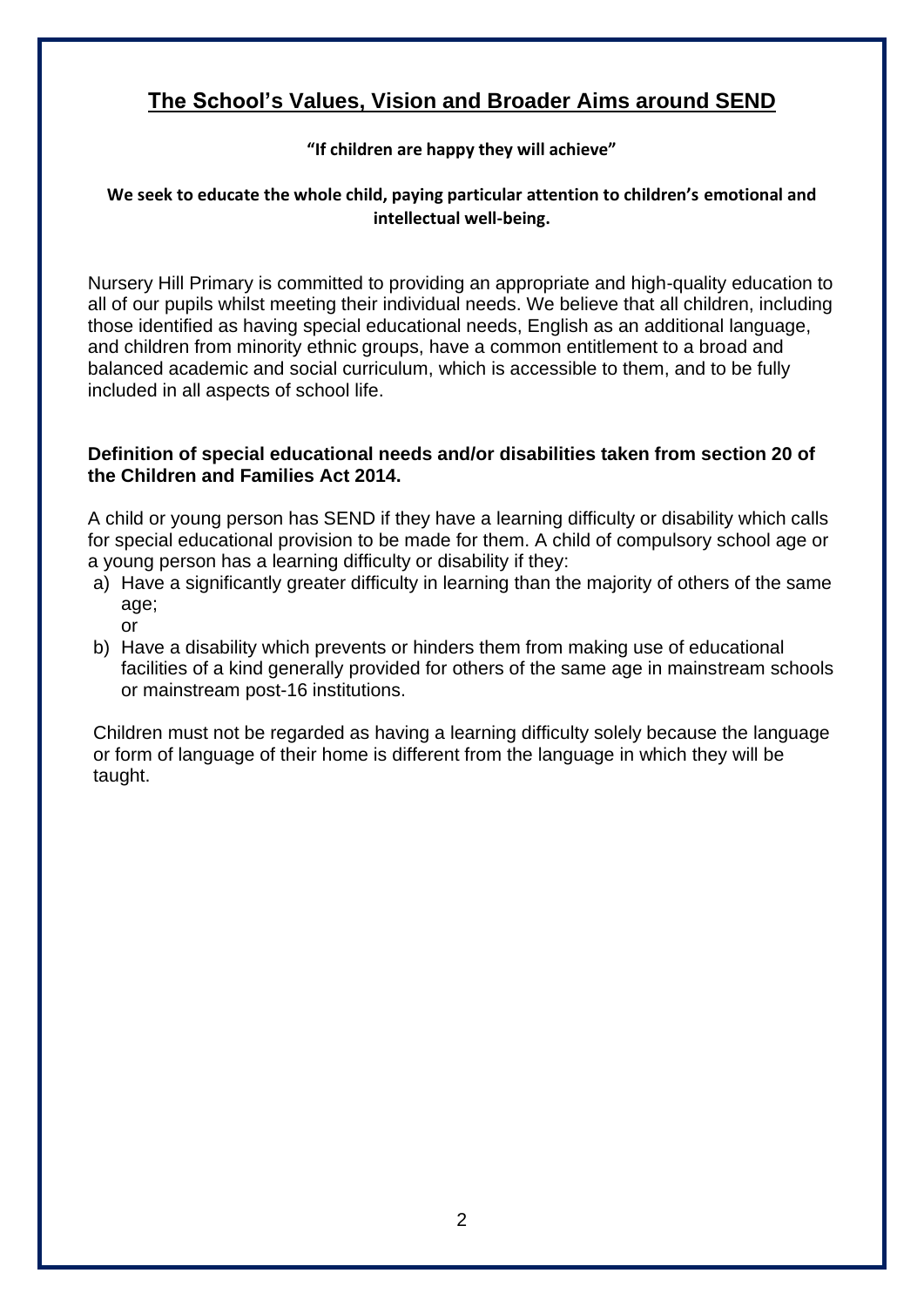## The School's Values, Vision and Broader Aims around SEND

**"If children are happy they will achieve"**

**We seek to educate the whole child, paying particular attention to children's emotional and intellectual well-being.**

Nursery Hill Primary is committed to providing an appropriate and high-quality education to all of our pupils whilst meeting their individual needs. We believe that all children, including those identified as having special educational needs, English as an additional language, and children from minority ethnic groups, have a common entitlement to a broad and balanced academic and social curriculum, which is accessible to them, and to be fully included in all aspects of school life.

**Definition of special educational needs and/or disabilities taken from section 20 of the Children and Families Act 2014.**

A child or young person has SEND if they have a learning difficulty or disability which calls for special educational provision to be made for them. A child of compulsory school age or a young person has a learning difficulty or disability if they:

a) Have a significantly greater difficulty in learning than the majority of others of the same age;
   or
b) Have a disability which prevents or hinders them from making use of educational facilities of a kind generally provided for others of the same age in mainstream schools or mainstream post-16 institutions.

Children must not be regarded as having a learning difficulty solely because the language or form of language of their home is different from the language in which they will be taught.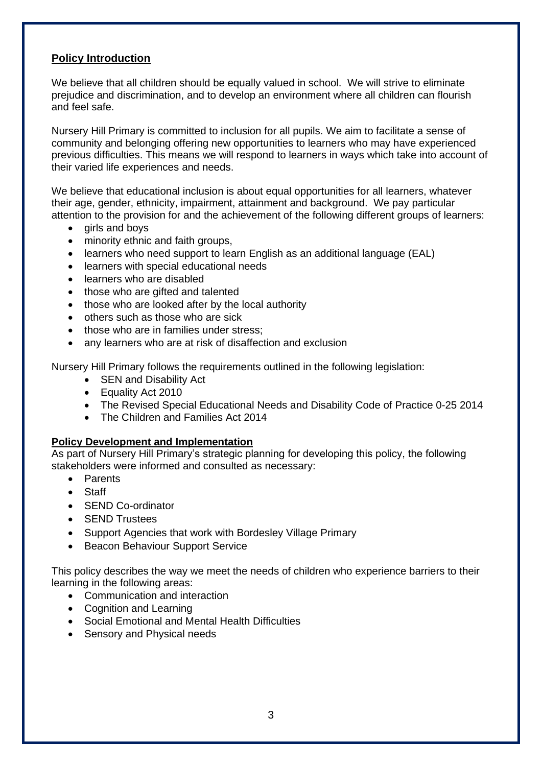## Policy Introduction

We believe that all children should be equally valued in school. We will strive to eliminate prejudice and discrimination, and to develop an environment where all children can flourish and feel safe.

Nursery Hill Primary is committed to inclusion for all pupils. We aim to facilitate a sense of community and belonging offering new opportunities to learners who may have experienced previous difficulties. This means we will respond to learners in ways which take into account of their varied life experiences and needs.

We believe that educational inclusion is about equal opportunities for all learners, whatever their age, gender, ethnicity, impairment, attainment and background. We pay particular attention to the provision for and the achievement of the following different groups of learners:

- girls and boys
- minority ethnic and faith groups,
- learners who need support to learn English as an additional language (EAL)
- learners with special educational needs
- learners who are disabled
- those who are gifted and talented
- those who are looked after by the local authority
- others such as those who are sick
- those who are in families under stress;
- any learners who are at risk of disaffection and exclusion

Nursery Hill Primary follows the requirements outlined in the following legislation:

- SEN and Disability Act
- Equality Act 2010
- The Revised Special Educational Needs and Disability Code of Practice 0-25 2014
- The Children and Families Act 2014

## Policy Development and Implementation

As part of Nursery Hill Primary's strategic planning for developing this policy, the following stakeholders were informed and consulted as necessary:

- Parents
- Staff
- SEND Co-ordinator
- SEND Trustees
- Support Agencies that work with Bordesley Village Primary
- Beacon Behaviour Support Service

This policy describes the way we meet the needs of children who experience barriers to their learning in the following areas:

- Communication and interaction
- Cognition and Learning
- Social Emotional and Mental Health Difficulties
- Sensory and Physical needs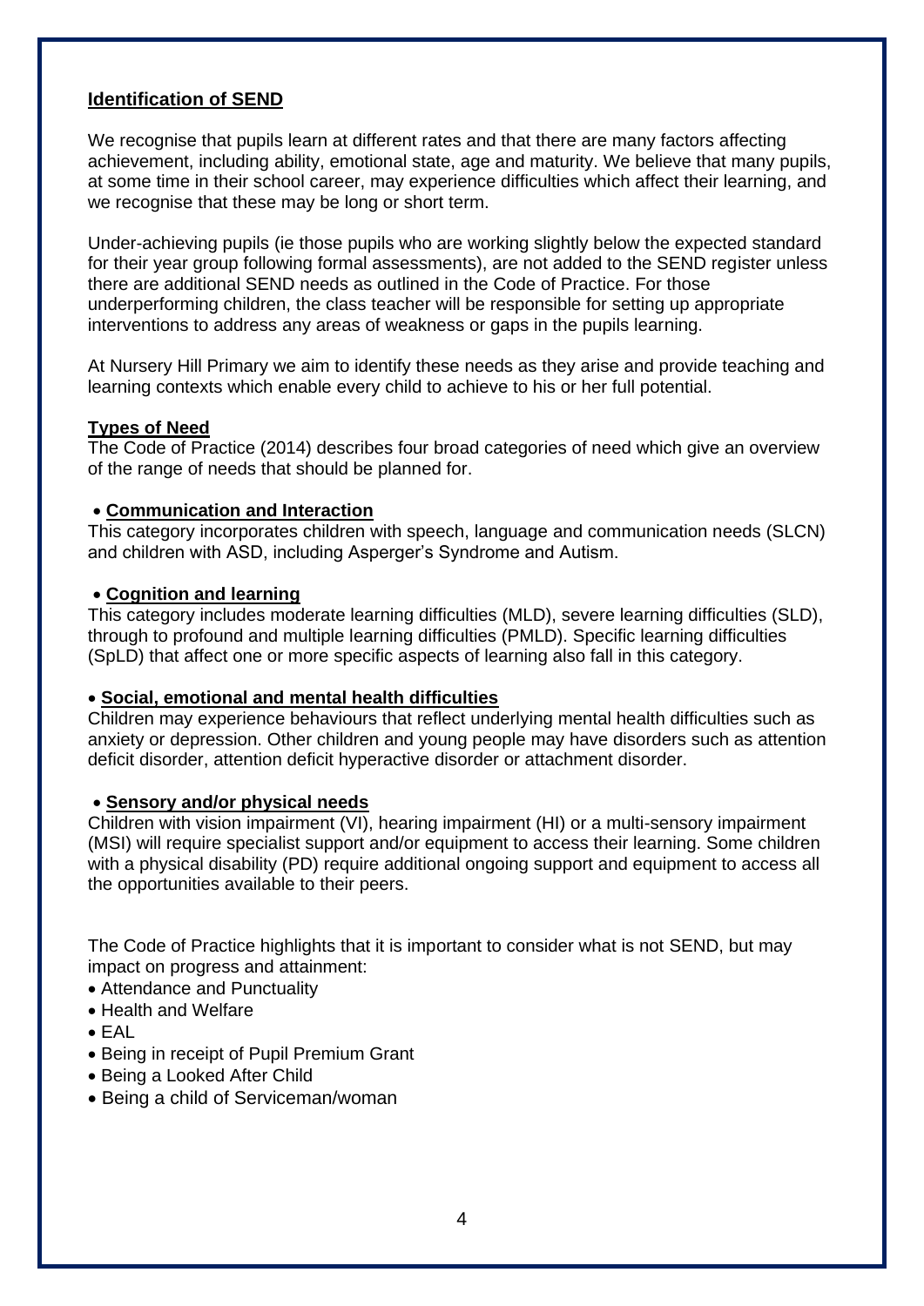## Identification of SEND

We recognise that pupils learn at different rates and that there are many factors affecting achievement, including ability, emotional state, age and maturity. We believe that many pupils, at some time in their school career, may experience difficulties which affect their learning, and we recognise that these may be long or short term.

Under-achieving pupils (ie those pupils who are working slightly below the expected standard for their year group following formal assessments), are not added to the SEND register unless there are additional SEND needs as outlined in the Code of Practice. For those underperforming children, the class teacher will be responsible for setting up appropriate interventions to address any areas of weakness or gaps in the pupils learning.

At Nursery Hill Primary we aim to identify these needs as they arise and provide teaching and learning contexts which enable every child to achieve to his or her full potential.

### Types of Need

The Code of Practice (2014) describes four broad categories of need which give an overview of the range of needs that should be planned for.

- **Communication and Interaction**

This category incorporates children with speech, language and communication needs (SLCN) and children with ASD, including Asperger's Syndrome and Autism.

- **Cognition and learning**

This category includes moderate learning difficulties (MLD), severe learning difficulties (SLD), through to profound and multiple learning difficulties (PMLD). Specific learning difficulties (SpLD) that affect one or more specific aspects of learning also fall in this category.

- **Social, emotional and mental health difficulties**

Children may experience behaviours that reflect underlying mental health difficulties such as anxiety or depression. Other children and young people may have disorders such as attention deficit disorder, attention deficit hyperactive disorder or attachment disorder.

- **Sensory and/or physical needs**

Children with vision impairment (VI), hearing impairment (HI) or a multi-sensory impairment (MSI) will require specialist support and/or equipment to access their learning. Some children with a physical disability (PD) require additional ongoing support and equipment to access all the opportunities available to their peers.

The Code of Practice highlights that it is important to consider what is not SEND, but may impact on progress and attainment:

- Attendance and Punctuality
- Health and Welfare
- EAL
- Being in receipt of Pupil Premium Grant
- Being a Looked After Child
- Being a child of Serviceman/woman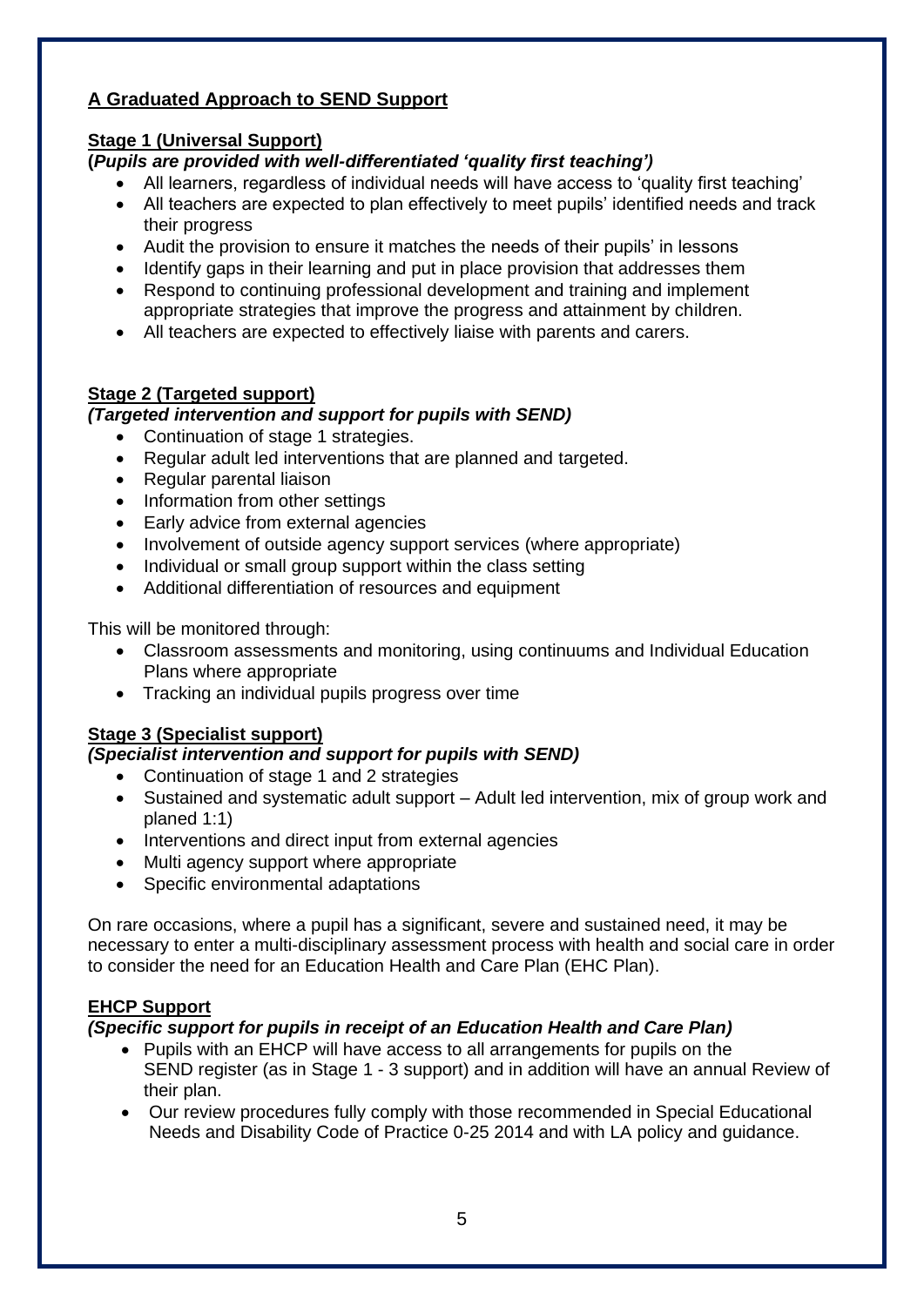## A Graduated Approach to SEND Support

### Stage 1 (Universal Support)

**(*Pupils are provided with well-differentiated 'quality first teaching'*)**

- All learners, regardless of individual needs will have access to 'quality first teaching'
- All teachers are expected to plan effectively to meet pupils' identified needs and track their progress
- Audit the provision to ensure it matches the needs of their pupils' in lessons
- Identify gaps in their learning and put in place provision that addresses them
- Respond to continuing professional development and training and implement appropriate strategies that improve the progress and attainment by children.
- All teachers are expected to effectively liaise with parents and carers.

### Stage 2 (Targeted support)

***(Targeted intervention and support for pupils with SEND)***

- Continuation of stage 1 strategies.
- Regular adult led interventions that are planned and targeted.
- Regular parental liaison
- Information from other settings
- Early advice from external agencies
- Involvement of outside agency support services (where appropriate)
- Individual or small group support within the class setting
- Additional differentiation of resources and equipment

This will be monitored through:

- Classroom assessments and monitoring, using continuums and Individual Education Plans where appropriate
- Tracking an individual pupils progress over time

### Stage 3 (Specialist support)

***(Specialist intervention and support for pupils with SEND)***

- Continuation of stage 1 and 2 strategies
- Sustained and systematic adult support – Adult led intervention, mix of group work and planed 1:1)
- Interventions and direct input from external agencies
- Multi agency support where appropriate
- Specific environmental adaptations

On rare occasions, where a pupil has a significant, severe and sustained need, it may be necessary to enter a multi-disciplinary assessment process with health and social care in order to consider the need for an Education Health and Care Plan (EHC Plan).

### EHCP Support

***(Specific support for pupils in receipt of an Education Health and Care Plan)***

- Pupils with an EHCP will have access to all arrangements for pupils on the SEND register (as in Stage 1 - 3 support) and in addition will have an annual Review of their plan.
- Our review procedures fully comply with those recommended in Special Educational Needs and Disability Code of Practice 0-25 2014 and with LA policy and guidance.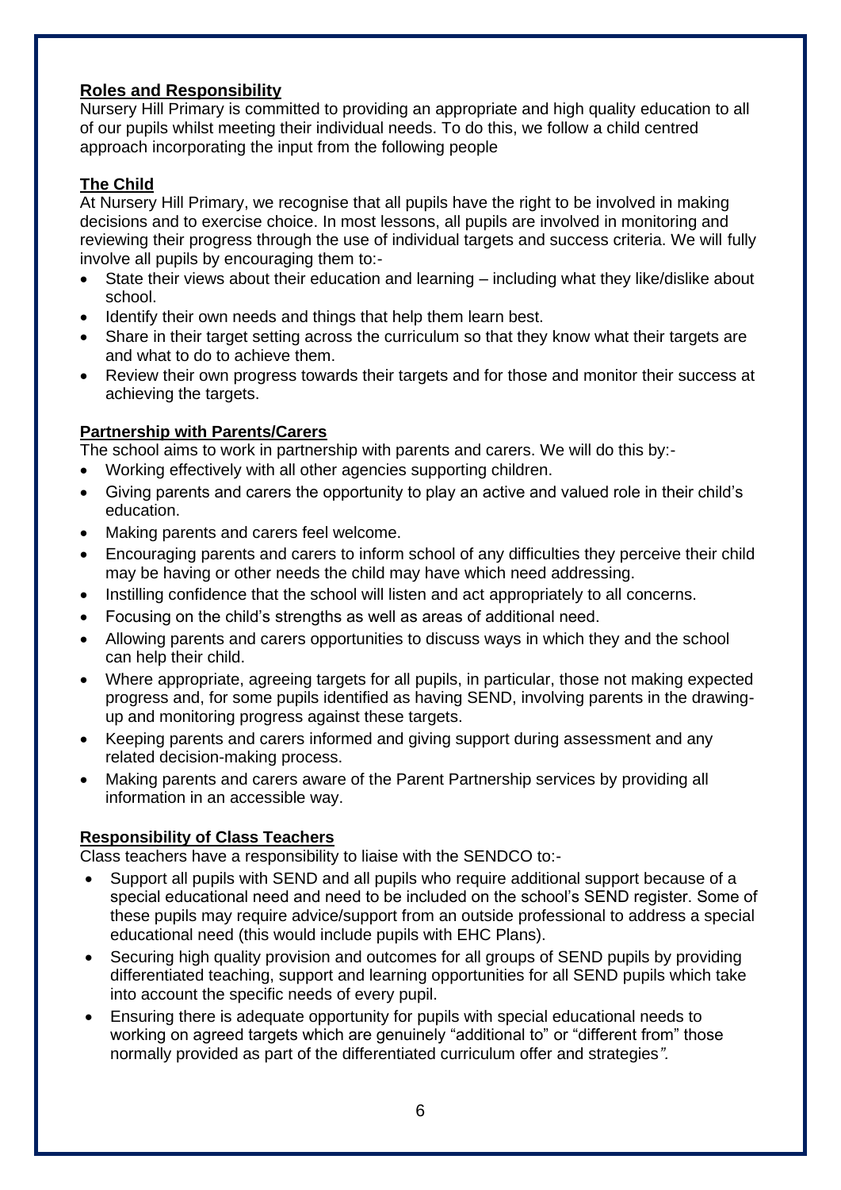## Roles and Responsibility

Nursery Hill Primary is committed to providing an appropriate and high quality education to all of our pupils whilst meeting their individual needs. To do this, we follow a child centred approach incorporating the input from the following people

## The Child

At Nursery Hill Primary, we recognise that all pupils have the right to be involved in making decisions and to exercise choice. In most lessons, all pupils are involved in monitoring and reviewing their progress through the use of individual targets and success criteria. We will fully involve all pupils by encouraging them to:-

- State their views about their education and learning – including what they like/dislike about school.
- Identify their own needs and things that help them learn best.
- Share in their target setting across the curriculum so that they know what their targets are and what to do to achieve them.
- Review their own progress towards their targets and for those and monitor their success at achieving the targets.

## Partnership with Parents/Carers

The school aims to work in partnership with parents and carers. We will do this by:-

- Working effectively with all other agencies supporting children.
- Giving parents and carers the opportunity to play an active and valued role in their child's education.
- Making parents and carers feel welcome.
- Encouraging parents and carers to inform school of any difficulties they perceive their child may be having or other needs the child may have which need addressing.
- Instilling confidence that the school will listen and act appropriately to all concerns.
- Focusing on the child's strengths as well as areas of additional need.
- Allowing parents and carers opportunities to discuss ways in which they and the school can help their child.
- Where appropriate, agreeing targets for all pupils, in particular, those not making expected progress and, for some pupils identified as having SEND, involving parents in the drawing-up and monitoring progress against these targets.
- Keeping parents and carers informed and giving support during assessment and any related decision-making process.
- Making parents and carers aware of the Parent Partnership services by providing all information in an accessible way.

## Responsibility of Class Teachers

Class teachers have a responsibility to liaise with the SENDCO to:-

- Support all pupils with SEND and all pupils who require additional support because of a special educational need and need to be included on the school's SEND register. Some of these pupils may require advice/support from an outside professional to address a special educational need (this would include pupils with EHC Plans).
- Securing high quality provision and outcomes for all groups of SEND pupils by providing differentiated teaching, support and learning opportunities for all SEND pupils which take into account the specific needs of every pupil.
- Ensuring there is adequate opportunity for pupils with special educational needs to working on agreed targets which are genuinely "additional to" or "different from" those normally provided as part of the differentiated curriculum offer and strategies*".*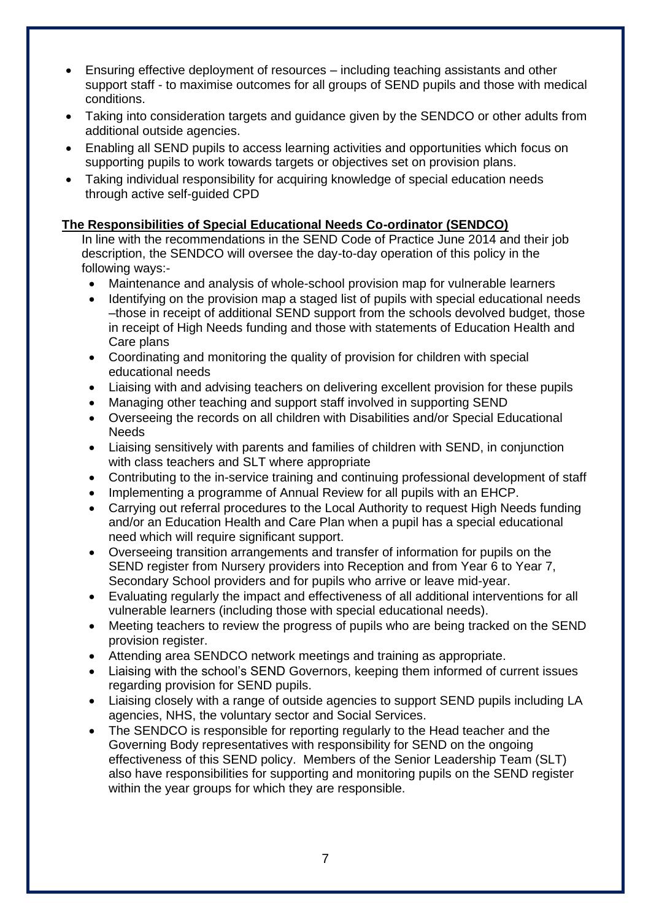- Ensuring effective deployment of resources – including teaching assistants and other support staff - to maximise outcomes for all groups of SEND pupils and those with medical conditions.
- Taking into consideration targets and guidance given by the SENDCO or other adults from additional outside agencies.
- Enabling all SEND pupils to access learning activities and opportunities which focus on supporting pupils to work towards targets or objectives set on provision plans.
- Taking individual responsibility for acquiring knowledge of special education needs through active self-guided CPD

**The Responsibilities of Special Educational Needs Co-ordinator (SENDCO)**

In line with the recommendations in the SEND Code of Practice June 2014 and their job description, the SENDCO will oversee the day-to-day operation of this policy in the following ways:-

- Maintenance and analysis of whole-school provision map for vulnerable learners
- Identifying on the provision map a staged list of pupils with special educational needs –those in receipt of additional SEND support from the schools devolved budget, those in receipt of High Needs funding and those with statements of Education Health and Care plans
- Coordinating and monitoring the quality of provision for children with special educational needs
- Liaising with and advising teachers on delivering excellent provision for these pupils
- Managing other teaching and support staff involved in supporting SEND
- Overseeing the records on all children with Disabilities and/or Special Educational Needs
- Liaising sensitively with parents and families of children with SEND, in conjunction with class teachers and SLT where appropriate
- Contributing to the in-service training and continuing professional development of staff
- Implementing a programme of Annual Review for all pupils with an EHCP.
- Carrying out referral procedures to the Local Authority to request High Needs funding and/or an Education Health and Care Plan when a pupil has a special educational need which will require significant support.
- Overseeing transition arrangements and transfer of information for pupils on the SEND register from Nursery providers into Reception and from Year 6 to Year 7, Secondary School providers and for pupils who arrive or leave mid-year.
- Evaluating regularly the impact and effectiveness of all additional interventions for all vulnerable learners (including those with special educational needs).
- Meeting teachers to review the progress of pupils who are being tracked on the SEND provision register.
- Attending area SENDCO network meetings and training as appropriate.
- Liaising with the school's SEND Governors, keeping them informed of current issues regarding provision for SEND pupils.
- Liaising closely with a range of outside agencies to support SEND pupils including LA agencies, NHS, the voluntary sector and Social Services.
- The SENDCO is responsible for reporting regularly to the Head teacher and the Governing Body representatives with responsibility for SEND on the ongoing effectiveness of this SEND policy. Members of the Senior Leadership Team (SLT) also have responsibilities for supporting and monitoring pupils on the SEND register within the year groups for which they are responsible.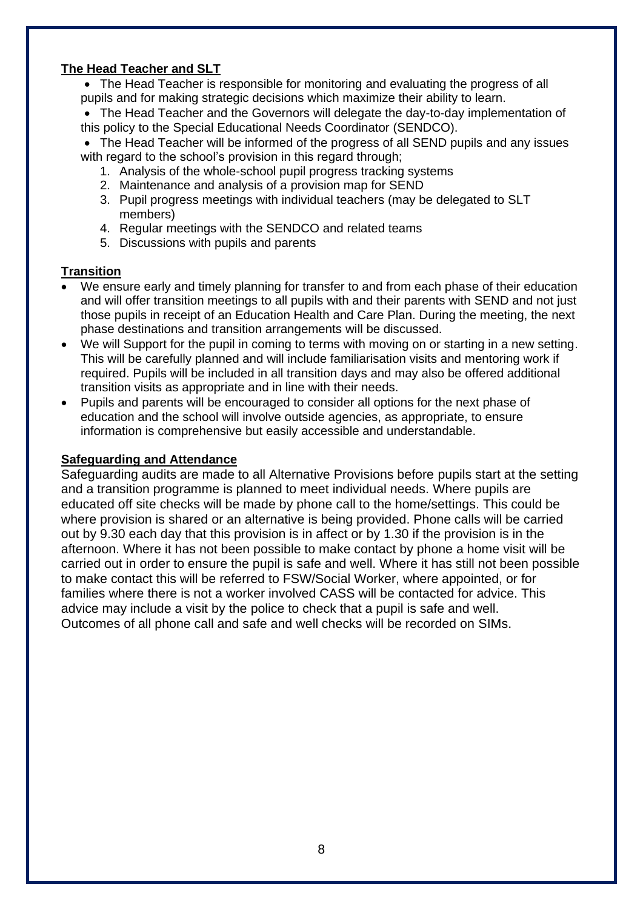**The Head Teacher and SLT**

- The Head Teacher is responsible for monitoring and evaluating the progress of all pupils and for making strategic decisions which maximize their ability to learn.
- The Head Teacher and the Governors will delegate the day-to-day implementation of this policy to the Special Educational Needs Coordinator (SENDCO).
- The Head Teacher will be informed of the progress of all SEND pupils and any issues with regard to the school's provision in this regard through;
  1. Analysis of the whole-school pupil progress tracking systems
  2. Maintenance and analysis of a provision map for SEND
  3. Pupil progress meetings with individual teachers (may be delegated to SLT members)
  4. Regular meetings with the SENDCO and related teams
  5. Discussions with pupils and parents

**Transition**

- We ensure early and timely planning for transfer to and from each phase of their education and will offer transition meetings to all pupils with and their parents with SEND and not just those pupils in receipt of an Education Health and Care Plan. During the meeting, the next phase destinations and transition arrangements will be discussed.
- We will Support for the pupil in coming to terms with moving on or starting in a new setting. This will be carefully planned and will include familiarisation visits and mentoring work if required. Pupils will be included in all transition days and may also be offered additional transition visits as appropriate and in line with their needs.
- Pupils and parents will be encouraged to consider all options for the next phase of education and the school will involve outside agencies, as appropriate, to ensure information is comprehensive but easily accessible and understandable.

**Safeguarding and Attendance**

Safeguarding audits are made to all Alternative Provisions before pupils start at the setting and a transition programme is planned to meet individual needs. Where pupils are educated off site checks will be made by phone call to the home/settings. This could be where provision is shared or an alternative is being provided. Phone calls will be carried out by 9.30 each day that this provision is in affect or by 1.30 if the provision is in the afternoon. Where it has not been possible to make contact by phone a home visit will be carried out in order to ensure the pupil is safe and well. Where it has still not been possible to make contact this will be referred to FSW/Social Worker, where appointed, or for families where there is not a worker involved CASS will be contacted for advice. This advice may include a visit by the police to check that a pupil is safe and well.
Outcomes of all phone call and safe and well checks will be recorded on SIMs.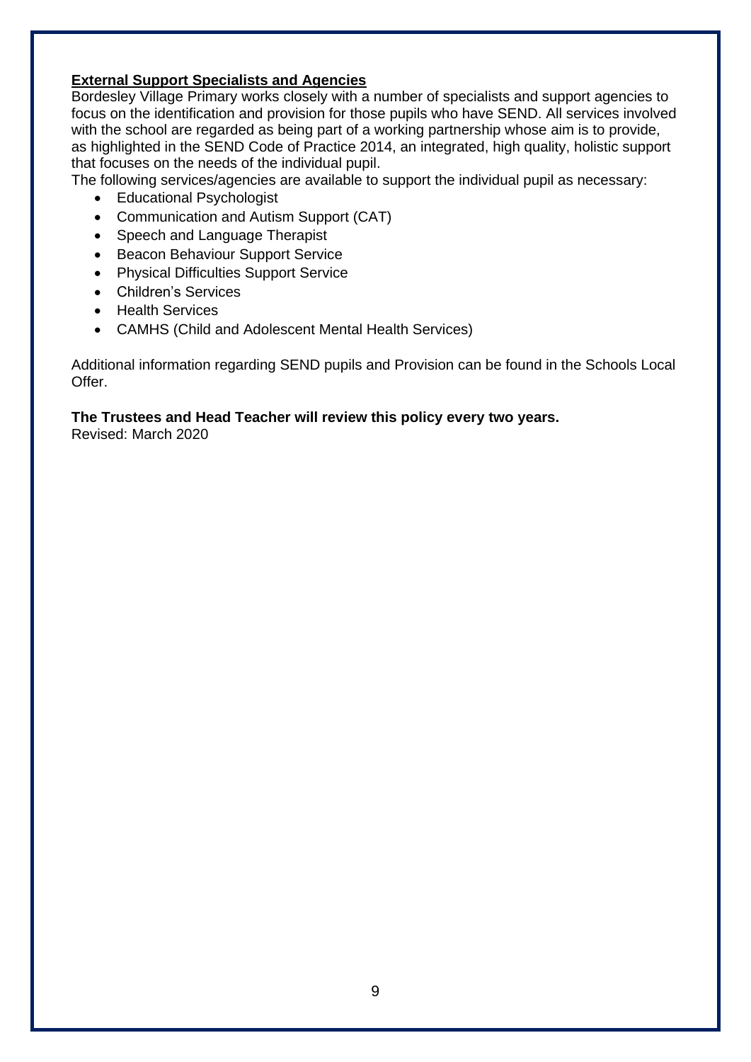## External Support Specialists and Agencies

Bordesley Village Primary works closely with a number of specialists and support agencies to focus on the identification and provision for those pupils who have SEND. All services involved with the school are regarded as being part of a working partnership whose aim is to provide, as highlighted in the SEND Code of Practice 2014, an integrated, high quality, holistic support that focuses on the needs of the individual pupil.

The following services/agencies are available to support the individual pupil as necessary:

- Educational Psychologist
- Communication and Autism Support (CAT)
- Speech and Language Therapist
- Beacon Behaviour Support Service
- Physical Difficulties Support Service
- Children's Services
- Health Services
- CAMHS (Child and Adolescent Mental Health Services)

Additional information regarding SEND pupils and Provision can be found in the Schools Local Offer.

**The Trustees and Head Teacher will review this policy every two years.**

Revised: March 2020